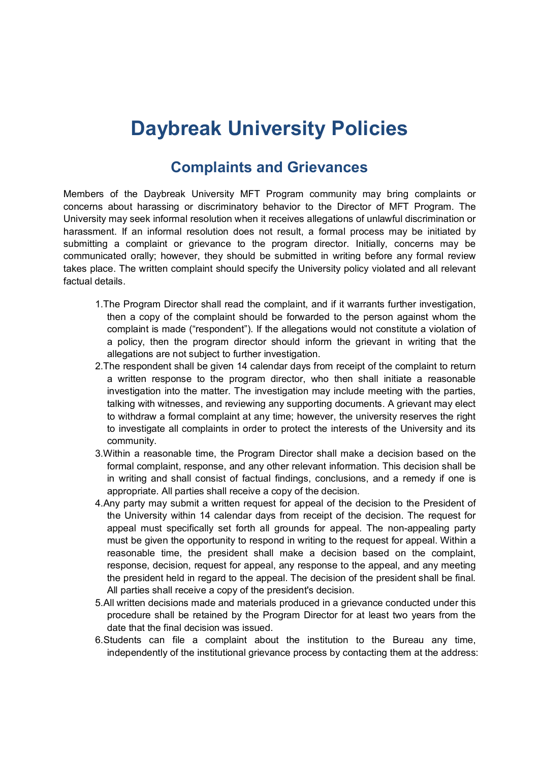# Daybreak University Policies

## Complaints and Grievances

Members of the Daybreak University MFT Program community may bring complaints or concerns about harassing or discriminatory behavior to the Director of MFT Program. The University may seek informal resolution when it receives allegations of unlawful discrimination or harassment. If an informal resolution does not result, a formal process may be initiated by submitting a complaint or grievance to the program director. Initially, concerns may be communicated orally; however, they should be submitted in writing before any formal review takes place. The written complaint should specify the University policy violated and all relevant factual details.

1. The Program Director shall read the complaint, and if it warrants further investigation, then a copy of the complaint should be forwarded to the person against whom the complaint is made ("respondent"). If the allegations would not constitute a violation of a policy, then the program director should inform the grievant in writing that the allegations are not subject to further investigation.
2. The respondent shall be given 14 calendar days from receipt of the complaint to return a written response to the program director, who then shall initiate a reasonable investigation into the matter. The investigation may include meeting with the parties, talking with witnesses, and reviewing any supporting documents. A grievant may elect to withdraw a formal complaint at any time; however, the university reserves the right to investigate all complaints in order to protect the interests of the University and its community.
3. Within a reasonable time, the Program Director shall make a decision based on the formal complaint, response, and any other relevant information. This decision shall be in writing and shall consist of factual findings, conclusions, and a remedy if one is appropriate. All parties shall receive a copy of the decision.
4. Any party may submit a written request for appeal of the decision to the President of the University within 14 calendar days from receipt of the decision. The request for appeal must specifically set forth all grounds for appeal. The non-appealing party must be given the opportunity to respond in writing to the request for appeal. Within a reasonable time, the president shall make a decision based on the complaint, response, decision, request for appeal, any response to the appeal, and any meeting the president held in regard to the appeal. The decision of the president shall be final. All parties shall receive a copy of the president's decision.
5. All written decisions made and materials produced in a grievance conducted under this procedure shall be retained by the Program Director for at least two years from the date that the final decision was issued.
6. Students can file a complaint about the institution to the Bureau any time, independently of the institutional grievance process by contacting them at the address: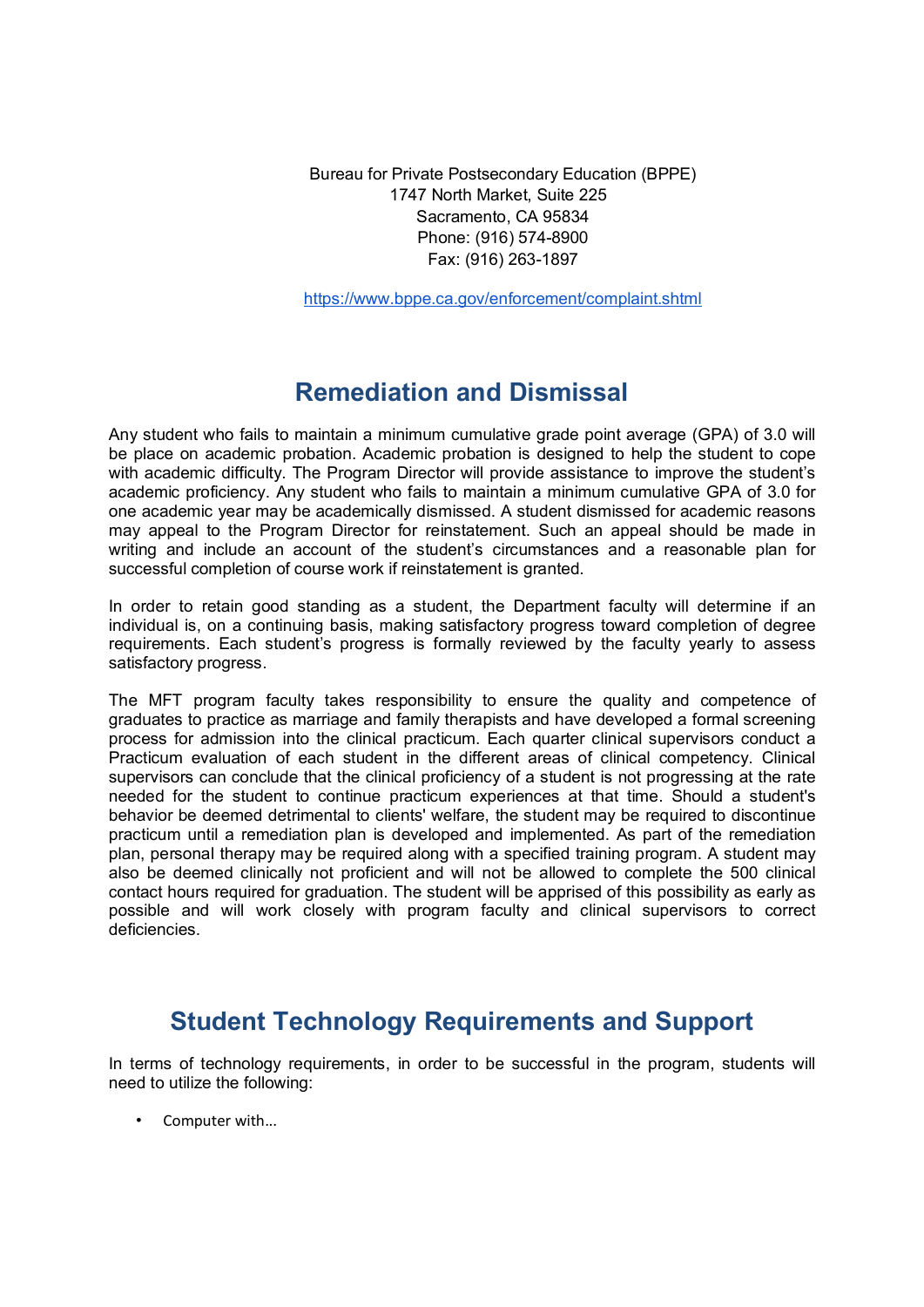Bureau for Private Postsecondary Education (BPPE)
1747 North Market, Suite 225
Sacramento, CA 95834
Phone: (916) 574-8900
Fax: (916) 263-1897

https://www.bppe.ca.gov/enforcement/complaint.shtml

## Remediation and Dismissal

Any student who fails to maintain a minimum cumulative grade point average (GPA) of 3.0 will be place on academic probation. Academic probation is designed to help the student to cope with academic difficulty. The Program Director will provide assistance to improve the student's academic proficiency. Any student who fails to maintain a minimum cumulative GPA of 3.0 for one academic year may be academically dismissed. A student dismissed for academic reasons may appeal to the Program Director for reinstatement. Such an appeal should be made in writing and include an account of the student's circumstances and a reasonable plan for successful completion of course work if reinstatement is granted.

In order to retain good standing as a student, the Department faculty will determine if an individual is, on a continuing basis, making satisfactory progress toward completion of degree requirements. Each student's progress is formally reviewed by the faculty yearly to assess satisfactory progress.

The MFT program faculty takes responsibility to ensure the quality and competence of graduates to practice as marriage and family therapists and have developed a formal screening process for admission into the clinical practicum. Each quarter clinical supervisors conduct a Practicum evaluation of each student in the different areas of clinical competency. Clinical supervisors can conclude that the clinical proficiency of a student is not progressing at the rate needed for the student to continue practicum experiences at that time. Should a student's behavior be deemed detrimental to clients' welfare, the student may be required to discontinue practicum until a remediation plan is developed and implemented. As part of the remediation plan, personal therapy may be required along with a specified training program. A student may also be deemed clinically not proficient and will not be allowed to complete the 500 clinical contact hours required for graduation. The student will be apprised of this possibility as early as possible and will work closely with program faculty and clinical supervisors to correct deficiencies.

## Student Technology Requirements and Support

In terms of technology requirements, in order to be successful in the program, students will need to utilize the following:

- Computer with…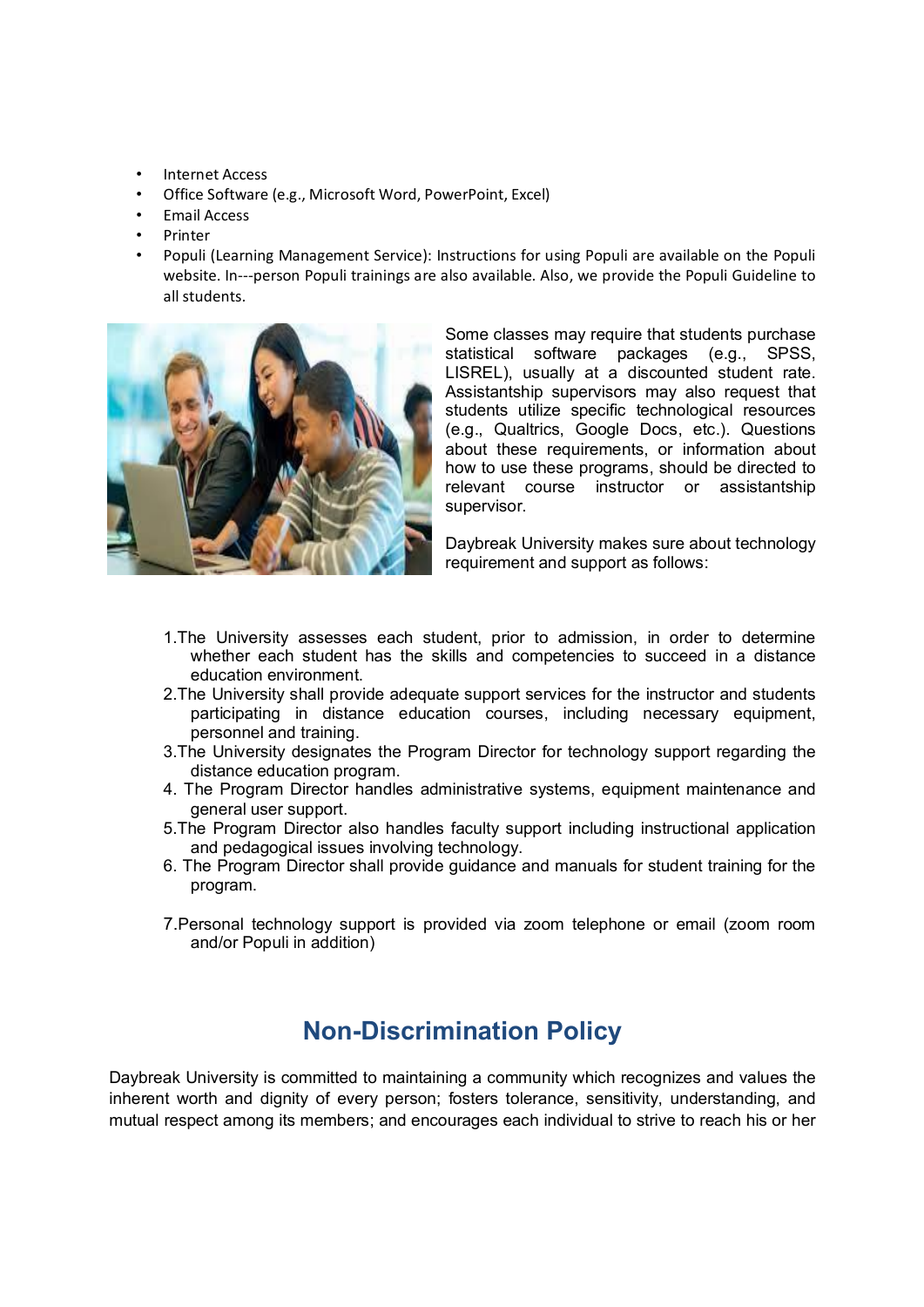- Internet Access
- Office Software (e.g., Microsoft Word, PowerPoint, Excel)
- Email Access
- Printer
- Populi (Learning Management Service): Instructions for using Populi are available on the Populi website. In---person Populi trainings are also available. Also, we provide the Populi Guideline to all students.

Some classes may require that students purchase statistical software packages (e.g., SPSS, LISREL), usually at a discounted student rate. Assistantship supervisors may also request that students utilize specific technological resources (e.g., Qualtrics, Google Docs, etc.). Questions about these requirements, or information about how to use these programs, should be directed to relevant course instructor or assistantship supervisor.

Daybreak University makes sure about technology requirement and support as follows:

1. The University assesses each student, prior to admission, in order to determine whether each student has the skills and competencies to succeed in a distance education environment.
2. The University shall provide adequate support services for the instructor and students participating in distance education courses, including necessary equipment, personnel and training.
3. The University designates the Program Director for technology support regarding the distance education program.
4. The Program Director handles administrative systems, equipment maintenance and general user support.
5. The Program Director also handles faculty support including instructional application and pedagogical issues involving technology.
6. The Program Director shall provide guidance and manuals for student training for the program.
7. Personal technology support is provided via zoom telephone or email (zoom room and/or Populi in addition)

## Non-Discrimination Policy

Daybreak University is committed to maintaining a community which recognizes and values the inherent worth and dignity of every person; fosters tolerance, sensitivity, understanding, and mutual respect among its members; and encourages each individual to strive to reach his or her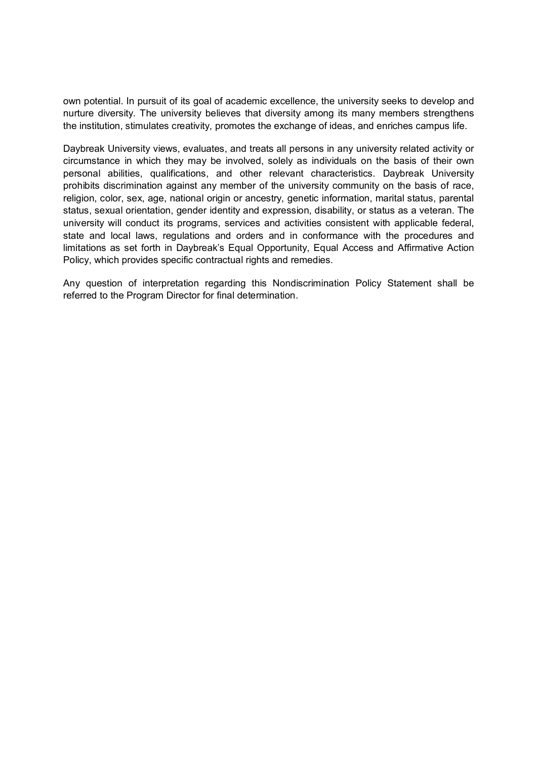own potential. In pursuit of its goal of academic excellence, the university seeks to develop and nurture diversity. The university believes that diversity among its many members strengthens the institution, stimulates creativity, promotes the exchange of ideas, and enriches campus life.

Daybreak University views, evaluates, and treats all persons in any university related activity or circumstance in which they may be involved, solely as individuals on the basis of their own personal abilities, qualifications, and other relevant characteristics. Daybreak University prohibits discrimination against any member of the university community on the basis of race, religion, color, sex, age, national origin or ancestry, genetic information, marital status, parental status, sexual orientation, gender identity and expression, disability, or status as a veteran. The university will conduct its programs, services and activities consistent with applicable federal, state and local laws, regulations and orders and in conformance with the procedures and limitations as set forth in Daybreak's Equal Opportunity, Equal Access and Affirmative Action Policy, which provides specific contractual rights and remedies.

Any question of interpretation regarding this Nondiscrimination Policy Statement shall be referred to the Program Director for final determination.